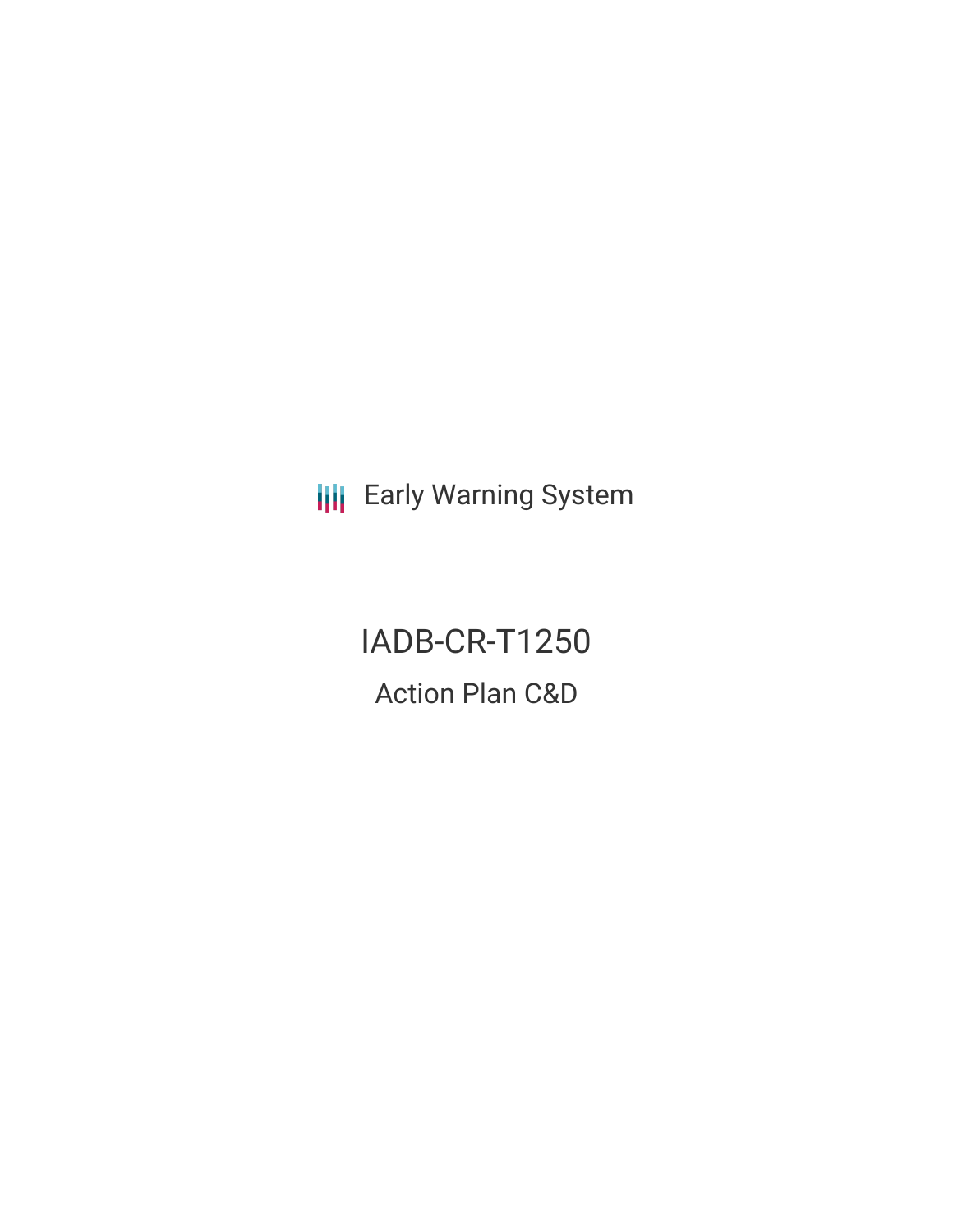Early Warning System

# IADB-CR-T1250

## Action Plan C&D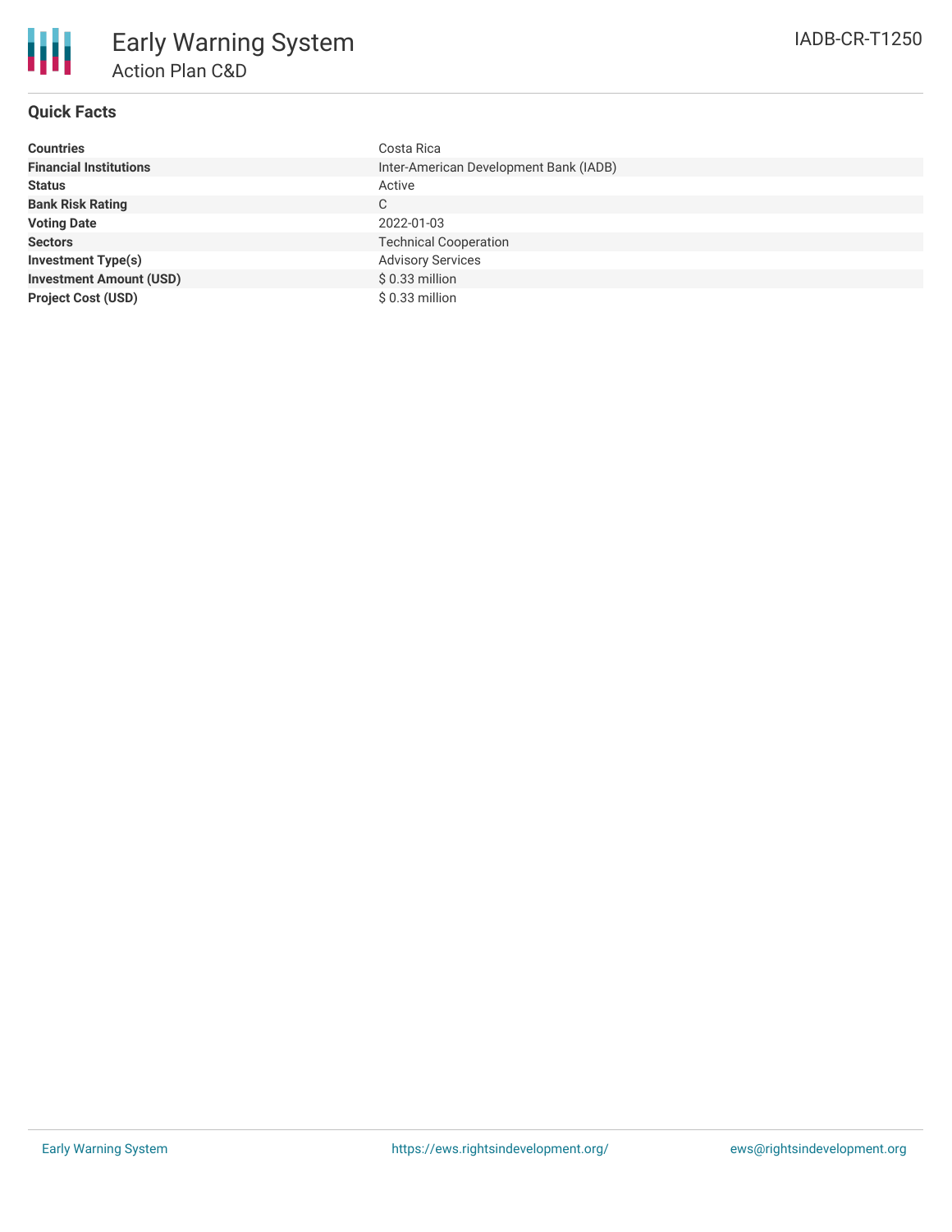# Early Warning System

## Action Plan C&D

IADB-CR-T1250

### Quick Facts

| | |
|---|---|
| **Countries** | Costa Rica |
| **Financial Institutions** | Inter-American Development Bank (IADB) |
| **Status** | Active |
| **Bank Risk Rating** | C |
| **Voting Date** | 2022-01-03 |
| **Sectors** | Technical Cooperation |
| **Investment Type(s)** | Advisory Services |
| **Investment Amount (USD)** | $ 0.33 million |
| **Project Cost (USD)** | $ 0.33 million |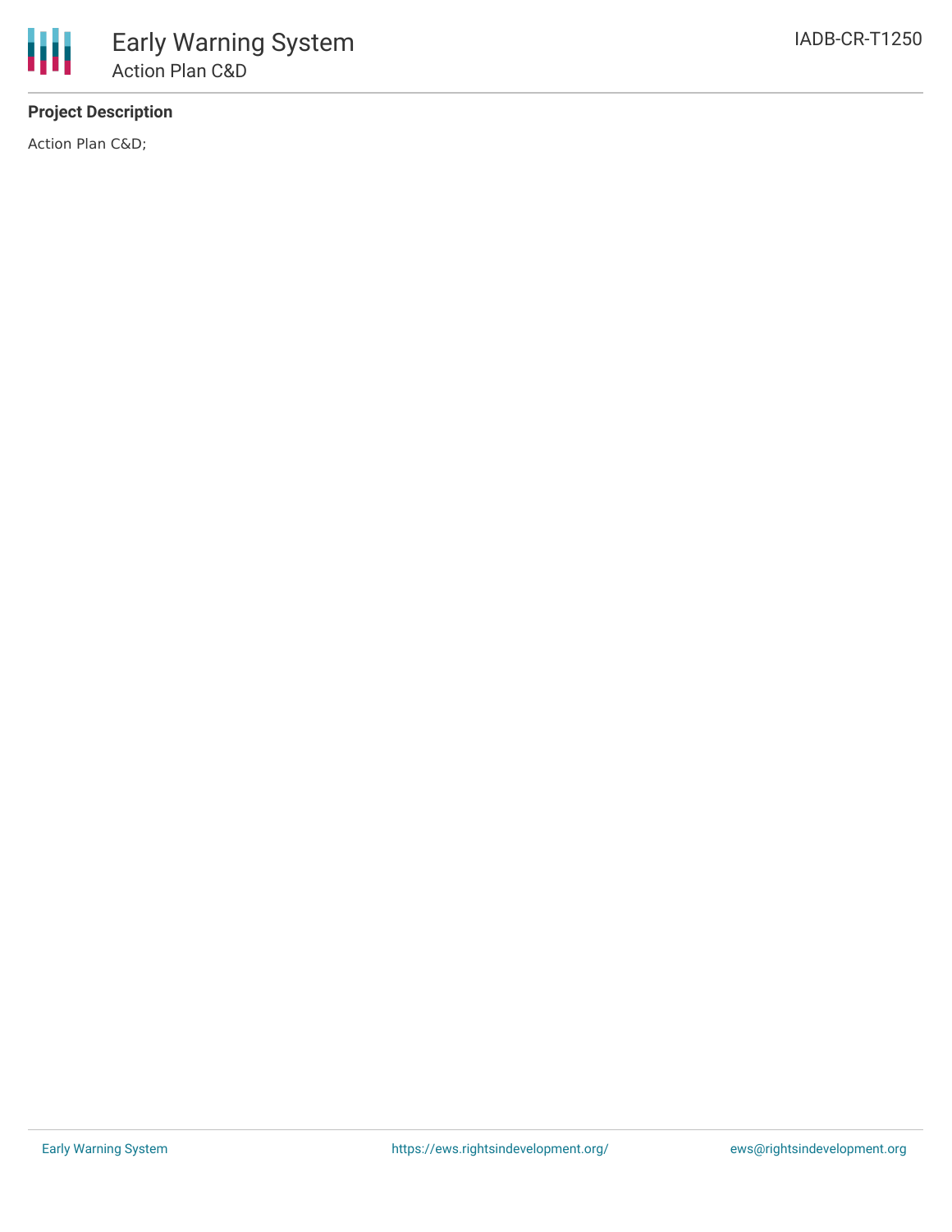**Project Description**

Action Plan C&D;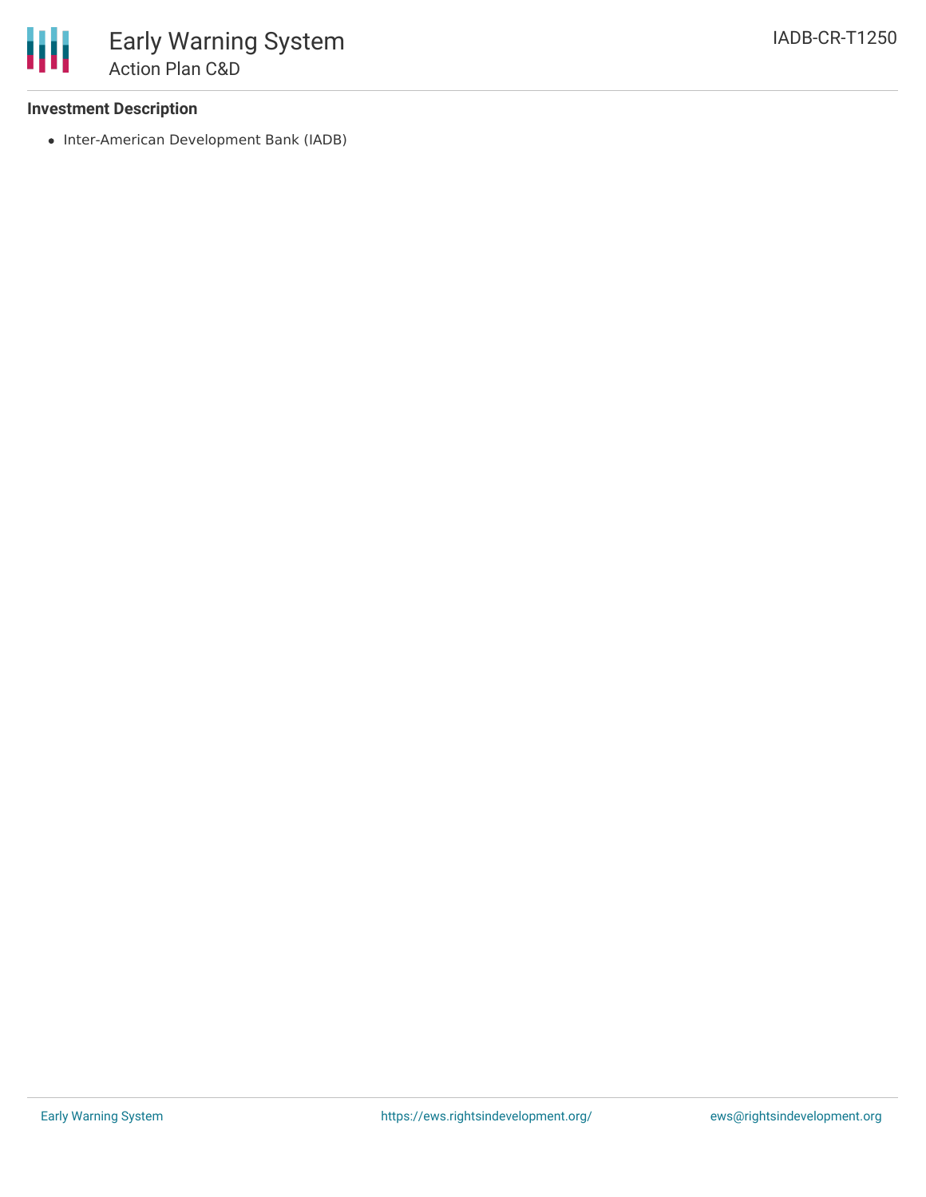### Investment Description

- Inter-American Development Bank (IADB)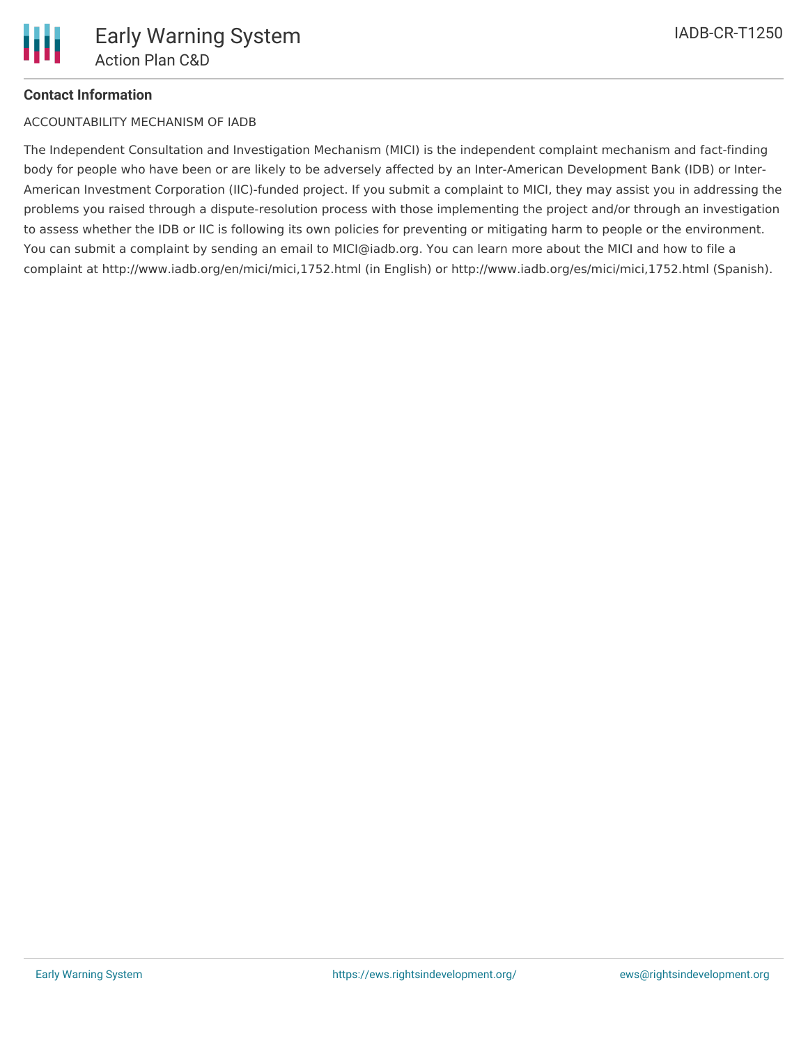**Contact Information**

ACCOUNTABILITY MECHANISM OF IADB

The Independent Consultation and Investigation Mechanism (MICI) is the independent complaint mechanism and fact-finding body for people who have been or are likely to be adversely affected by an Inter-American Development Bank (IDB) or Inter-American Investment Corporation (IIC)-funded project. If you submit a complaint to MICI, they may assist you in addressing the problems you raised through a dispute-resolution process with those implementing the project and/or through an investigation to assess whether the IDB or IIC is following its own policies for preventing or mitigating harm to people or the environment. You can submit a complaint by sending an email to MICI@iadb.org. You can learn more about the MICI and how to file a complaint at http://www.iadb.org/en/mici/mici,1752.html (in English) or http://www.iadb.org/es/mici/mici,1752.html (Spanish).